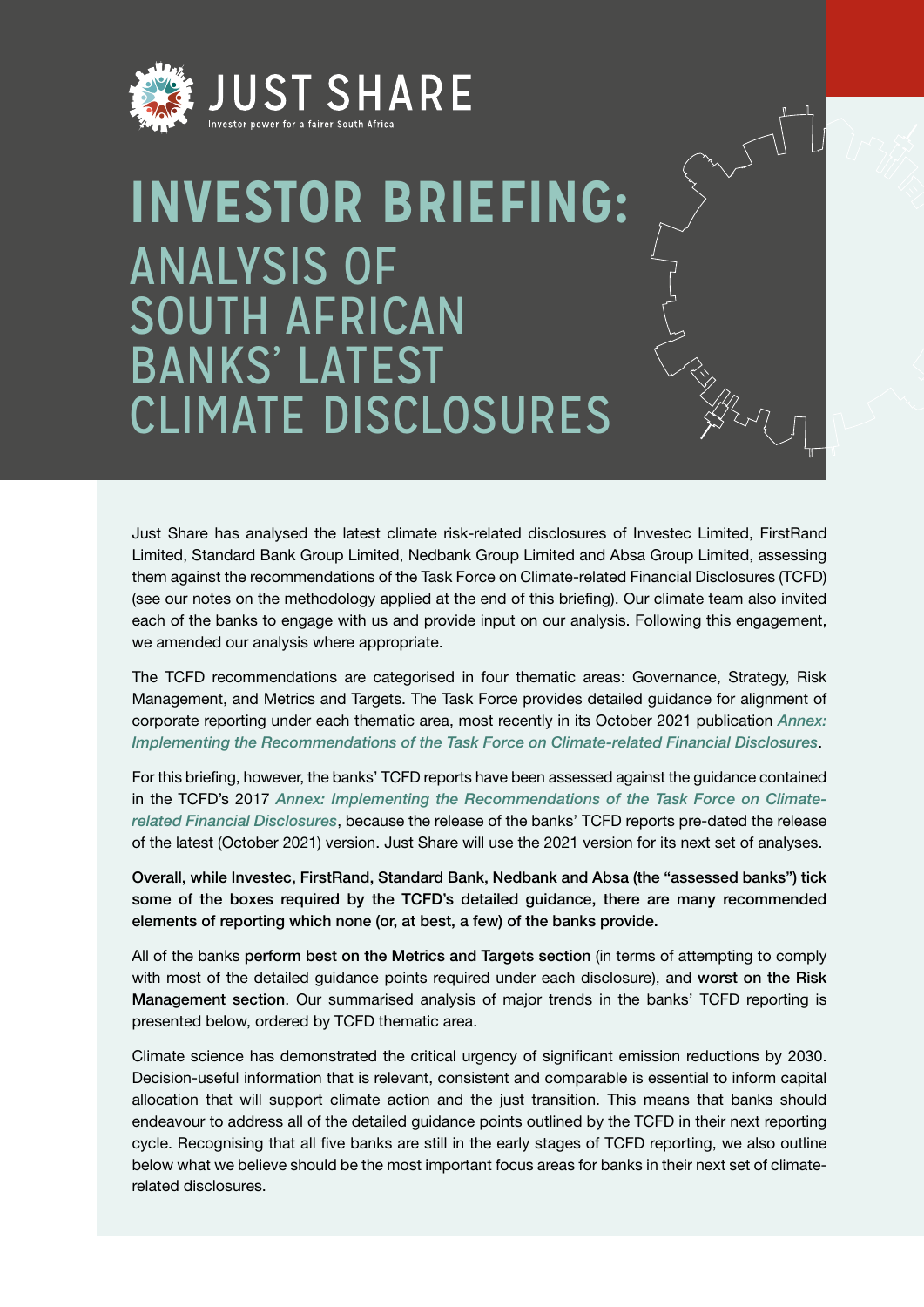JUST SHARE

Investor power for a fairer South Africa

# INVESTOR BRIEFING: ANALYSIS OF SOUTH AFRICAN BANKS' LATEST CLIMATE DISCLOSURES

Just Share has analysed the latest climate risk-related disclosures of Investec Limited, FirstRand Limited, Standard Bank Group Limited, Nedbank Group Limited and Absa Group Limited, assessing them against the recommendations of the Task Force on Climate-related Financial Disclosures (TCFD) (see our notes on the methodology applied at the end of this briefing). Our climate team also invited each of the banks to engage with us and provide input on our analysis. Following this engagement, we amended our analysis where appropriate.

The TCFD recommendations are categorised in four thematic areas: Governance, Strategy, Risk Management, and Metrics and Targets. The Task Force provides detailed guidance for alignment of corporate reporting under each thematic area, most recently in its October 2021 publication *Annex: Implementing the Recommendations of the Task Force on Climate-related Financial Disclosures*.

For this briefing, however, the banks' TCFD reports have been assessed against the guidance contained in the TCFD's 2017 *Annex: Implementing the Recommendations of the Task Force on Climate-related Financial Disclosures*, because the release of the banks' TCFD reports pre-dated the release of the latest (October 2021) version. Just Share will use the 2021 version for its next set of analyses.

**Overall, while Investec, FirstRand, Standard Bank, Nedbank and Absa (the "assessed banks") tick some of the boxes required by the TCFD's detailed guidance, there are many recommended elements of reporting which none (or, at best, a few) of the banks provide.**

All of the banks **perform best on the Metrics and Targets section** (in terms of attempting to comply with most of the detailed guidance points required under each disclosure), and **worst on the Risk Management section**. Our summarised analysis of major trends in the banks' TCFD reporting is presented below, ordered by TCFD thematic area.

Climate science has demonstrated the critical urgency of significant emission reductions by 2030. Decision-useful information that is relevant, consistent and comparable is essential to inform capital allocation that will support climate action and the just transition. This means that banks should endeavour to address all of the detailed guidance points outlined by the TCFD in their next reporting cycle. Recognising that all five banks are still in the early stages of TCFD reporting, we also outline below what we believe should be the most important focus areas for banks in their next set of climate-related disclosures.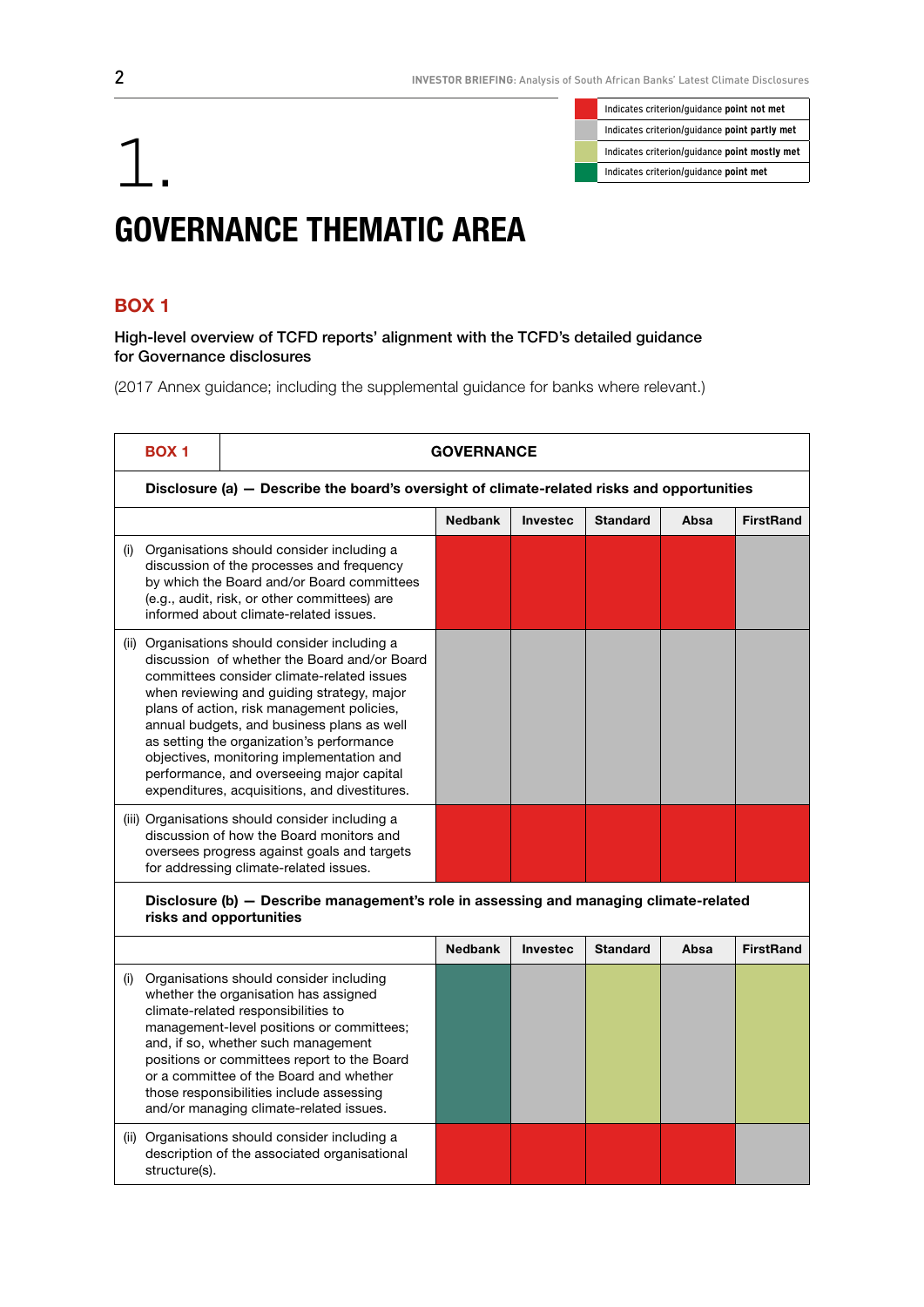| | Legend |
|---|---|
| Red | Indicates criterion/guidance **point not met** |
| Grey | Indicates criterion/guidance **point partly met** |
| Light green | Indicates criterion/guidance **point mostly met** |
| Green | Indicates criterion/guidance **point met** |

# 1.

# GOVERNANCE THEMATIC AREA

## BOX 1

**High-level overview of TCFD reports' alignment with the TCFD's detailed guidance for Governance disclosures**

(2017 Annex guidance; including the supplemental guidance for banks where relevant.)

| BOX 1 — GOVERNANCE | Nedbank | Investec | Standard | Absa | FirstRand |
|---|---|---|---|---|---|
| **Disclosure (a) — Describe the board's oversight of climate-related risks and opportunities** | | | | | |
| (i) Organisations should consider including a discussion of the processes and frequency by which the Board and/or Board committees (e.g., audit, risk, or other committees) are informed about climate-related issues. | Not met | Not met | Not met | Not met | Partly met |
| (ii) Organisations should consider including a discussion of whether the Board and/or Board committees consider climate-related issues when reviewing and guiding strategy, major plans of action, risk management policies, annual budgets, and business plans as well as setting the organization's performance objectives, monitoring implementation and performance, and overseeing major capital expenditures, acquisitions, and divestitures. | Partly met | Partly met | Partly met | Partly met | Partly met |
| (iii) Organisations should consider including a discussion of how the Board monitors and oversees progress against goals and targets for addressing climate-related issues. | Not met | Not met | Not met | Not met | Not met |
| **Disclosure (b) — Describe management's role in assessing and managing climate-related risks and opportunities** | | | | | |
| (i) Organisations should consider including whether the organisation has assigned climate-related responsibilities to management-level positions or committees; and, if so, whether such management positions or committees report to the Board or a committee of the Board and whether those responsibilities include assessing and/or managing climate-related issues. | Met | Partly met | Mostly met | Partly met | Mostly met |
| (ii) Organisations should consider including a description of the associated organisational structure(s). | Not met | Not met | Not met | Not met | Partly met |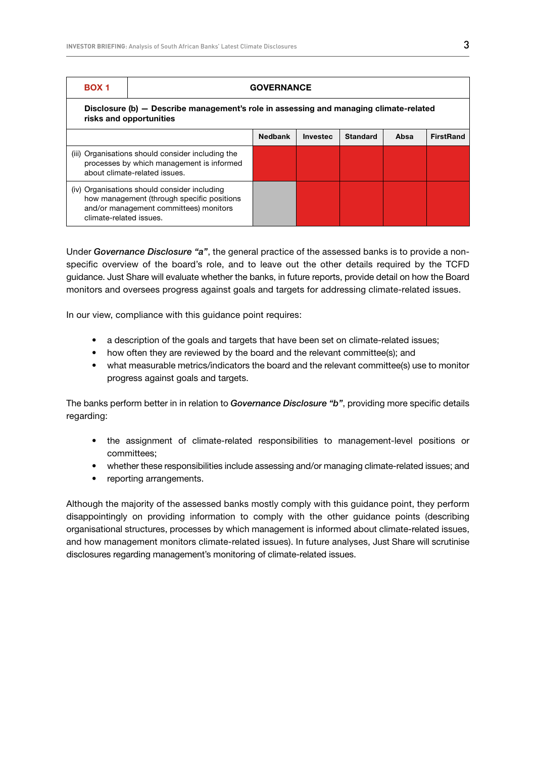| BOX 1 | GOVERNANCE | | | | |
|---|---|---|---|---|---|
| **Disclosure (b) — Describe management's role in assessing and managing climate-related risks and opportunities** | | | | | |
| | **Nedbank** | **Investec** | **Standard** | **Absa** | **FirstRand** |
| (iii) Organisations should consider including the processes by which management is informed about climate-related issues. | | | | | |
| (iv) Organisations should consider including how management (through specific positions and/or management committees) monitors climate-related issues. | | | | | |

Under ***Governance Disclosure "a"***, the general practice of the assessed banks is to provide a non-specific overview of the board's role, and to leave out the other details required by the TCFD guidance. Just Share will evaluate whether the banks, in future reports, provide detail on how the Board monitors and oversees progress against goals and targets for addressing climate-related issues.

In our view, compliance with this guidance point requires:

- a description of the goals and targets that have been set on climate-related issues;
- how often they are reviewed by the board and the relevant committee(s); and
- what measurable metrics/indicators the board and the relevant committee(s) use to monitor progress against goals and targets.

The banks perform better in in relation to ***Governance Disclosure "b"***, providing more specific details regarding:

- the assignment of climate-related responsibilities to management-level positions or committees;
- whether these responsibilities include assessing and/or managing climate-related issues; and
- reporting arrangements.

Although the majority of the assessed banks mostly comply with this guidance point, they perform disappointingly on providing information to comply with the other guidance points (describing organisational structures, processes by which management is informed about climate-related issues, and how management monitors climate-related issues). In future analyses, Just Share will scrutinise disclosures regarding management's monitoring of climate-related issues.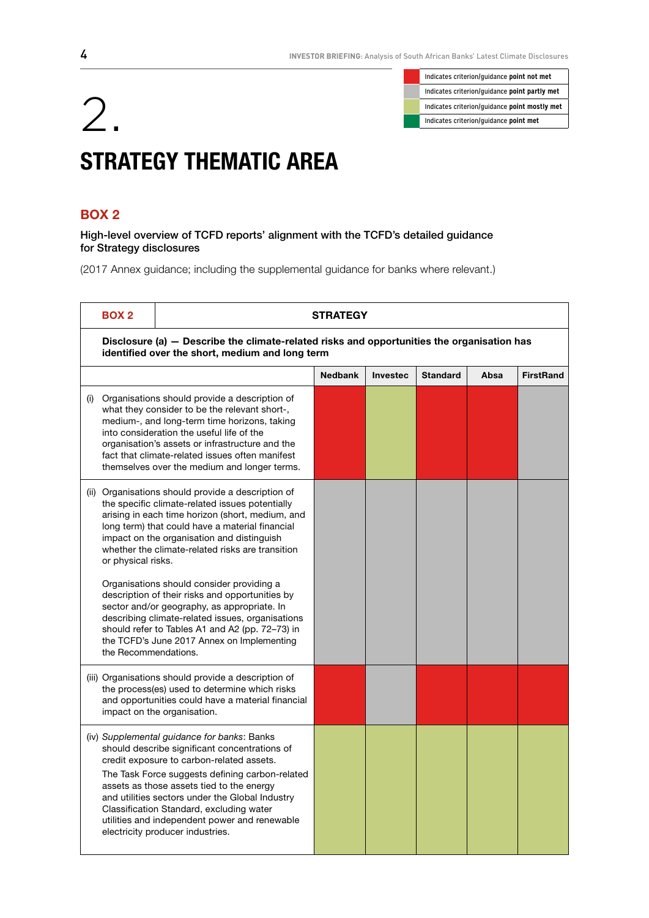| | |
|---|---|
| Red | Indicates criterion/guidance **point not met** |
| Grey | Indicates criterion/guidance **point partly met** |
| Light green | Indicates criterion/guidance **point mostly met** |
| Dark green | Indicates criterion/guidance **point met** |

# 2.

# STRATEGY THEMATIC AREA

## BOX 2

**High-level overview of TCFD reports' alignment with the TCFD's detailed guidance for Strategy disclosures**

(2017 Annex guidance; including the supplemental guidance for banks where relevant.)

| BOX 2 — STRATEGY | Nedbank | Investec | Standard | Absa | FirstRand |
|---|---|---|---|---|---|
| **Disclosure (a) — Describe the climate-related risks and opportunities the organisation has identified over the short, medium and long term** | | | | | |
| (i) Organisations should provide a description of what they consider to be the relevant short-, medium-, and long-term time horizons, taking into consideration the useful life of the organisation's assets or infrastructure and the fact that climate-related issues often manifest themselves over the medium and longer terms. | Not met | Mostly met | Not met | Not met | Partly met |
| (ii) Organisations should provide a description of the specific climate-related issues potentially arising in each time horizon (short, medium, and long term) that could have a material financial impact on the organisation and distinguish whether the climate-related risks are transition or physical risks. Organisations should consider providing a description of their risks and opportunities by sector and/or geography, as appropriate. In describing climate-related issues, organisations should refer to Tables A1 and A2 (pp. 72–73) in the TCFD's June 2017 Annex on Implementing the Recommendations. | Partly met | Partly met | Partly met | Partly met | Partly met |
| (iii) Organisations should provide a description of the process(es) used to determine which risks and opportunities could have a material financial impact on the organisation. | Not met | Partly met | Not met | Not met | Not met |
| (iv) *Supplemental guidance for banks*: Banks should describe significant concentrations of credit exposure to carbon-related assets. The Task Force suggests defining carbon-related assets as those assets tied to the energy and utilities sectors under the Global Industry Classification Standard, excluding water utilities and independent power and renewable electricity producer industries. | Mostly met | Mostly met | Mostly met | Mostly met | Mostly met |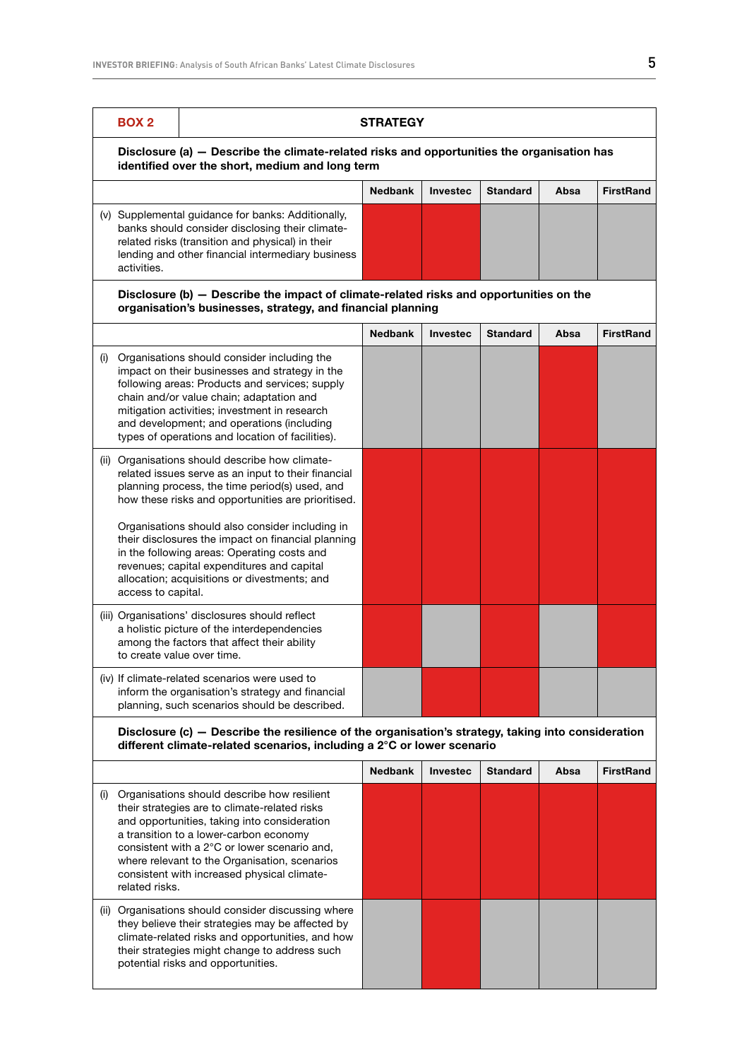| BOX 2 | STRATEGY |
|---|---|

**Disclosure (a) — Describe the climate-related risks and opportunities the organisation has identified over the short, medium and long term**

| | Nedbank | Investec | Standard | Absa | FirstRand |
|---|---|---|---|---|---|
| (v) Supplemental guidance for banks: Additionally, banks should consider disclosing their climate-related risks (transition and physical) in their lending and other financial intermediary business activities. | Red | Red | Grey | Grey | Grey |

**Disclosure (b) — Describe the impact of climate-related risks and opportunities on the organisation's businesses, strategy, and financial planning**

| | Nedbank | Investec | Standard | Absa | FirstRand |
|---|---|---|---|---|---|
| (i) Organisations should consider including the impact on their businesses and strategy in the following areas: Products and services; supply chain and/or value chain; adaptation and mitigation activities; investment in research and development; and operations (including types of operations and location of facilities). | Grey | Grey | Grey | Red | Grey |
| (ii) Organisations should describe how climate-related issues serve as an input to their financial planning process, the time period(s) used, and how these risks and opportunities are prioritised. Organisations should also consider including in their disclosures the impact on financial planning in the following areas: Operating costs and revenues; capital expenditures and capital allocation; acquisitions or divestments; and access to capital. | Red | Red | Red | Red | Red |
| (iii) Organisations' disclosures should reflect a holistic picture of the interdependencies among the factors that affect their ability to create value over time. | Red | Grey | Red | Grey | Red |
| (iv) If climate-related scenarios were used to inform the organisation's strategy and financial planning, such scenarios should be described. | Grey | Red | Red | Grey | Grey |

**Disclosure (c) — Describe the resilience of the organisation's strategy, taking into consideration different climate-related scenarios, including a 2°C or lower scenario**

| | Nedbank | Investec | Standard | Absa | FirstRand |
|---|---|---|---|---|---|
| (i) Organisations should describe how resilient their strategies are to climate-related risks and opportunities, taking into consideration a transition to a lower-carbon economy consistent with a 2°C or lower scenario and, where relevant to the Organisation, scenarios consistent with increased physical climate-related risks. | Red | Red | Red | Red | Red |
| (ii) Organisations should consider discussing where they believe their strategies may be affected by climate-related risks and opportunities, and how their strategies might change to address such potential risks and opportunities. | Grey | Red | Grey | Grey | Grey |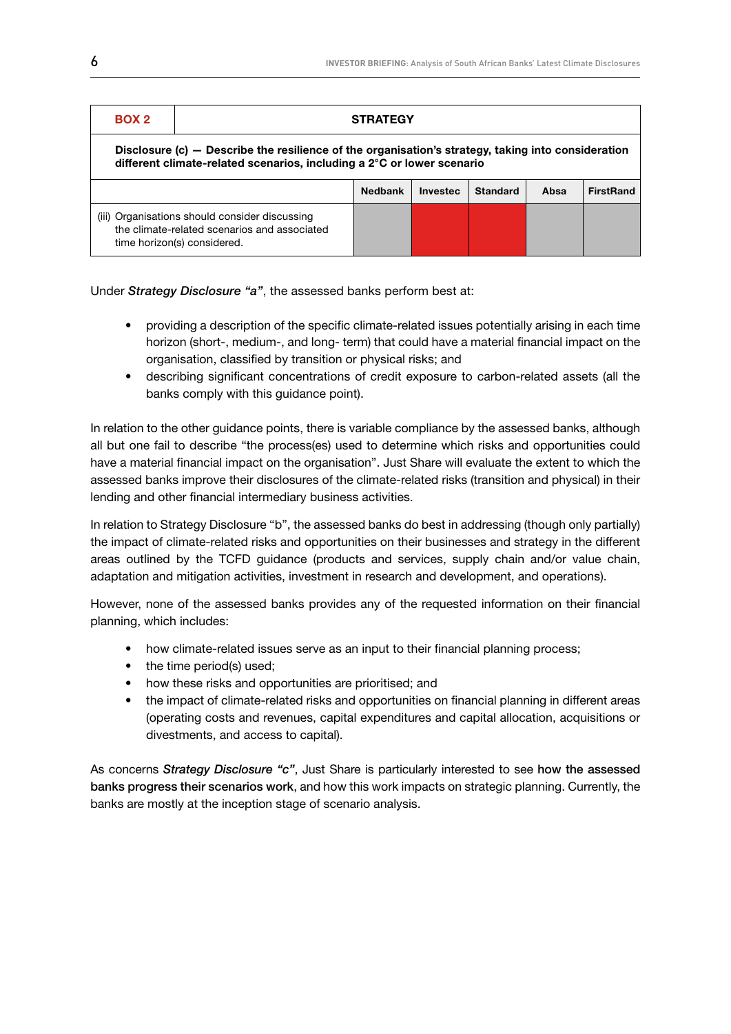| BOX 2 | STRATEGY | | | | |
|---|---|---|---|---|---|
| **Disclosure (c) — Describe the resilience of the organisation's strategy, taking into consideration different climate-related scenarios, including a 2°C or lower scenario** | | | | | |
| | **Nedbank** | **Investec** | **Standard** | **Absa** | **FirstRand** |
| (iii) Organisations should consider discussing the climate-related scenarios and associated time horizon(s) considered. | | | | | |

Under ***Strategy Disclosure "a"***, the assessed banks perform best at:

- providing a description of the specific climate-related issues potentially arising in each time horizon (short-, medium-, and long- term) that could have a material financial impact on the organisation, classified by transition or physical risks; and
- describing significant concentrations of credit exposure to carbon-related assets (all the banks comply with this guidance point).

In relation to the other guidance points, there is variable compliance by the assessed banks, although all but one fail to describe "the process(es) used to determine which risks and opportunities could have a material financial impact on the organisation". Just Share will evaluate the extent to which the assessed banks improve their disclosures of the climate-related risks (transition and physical) in their lending and other financial intermediary business activities.

In relation to Strategy Disclosure "b", the assessed banks do best in addressing (though only partially) the impact of climate-related risks and opportunities on their businesses and strategy in the different areas outlined by the TCFD guidance (products and services, supply chain and/or value chain, adaptation and mitigation activities, investment in research and development, and operations).

However, none of the assessed banks provides any of the requested information on their financial planning, which includes:

- how climate-related issues serve as an input to their financial planning process;
- the time period(s) used;
- how these risks and opportunities are prioritised; and
- the impact of climate-related risks and opportunities on financial planning in different areas (operating costs and revenues, capital expenditures and capital allocation, acquisitions or divestments, and access to capital).

As concerns ***Strategy Disclosure "c"***, Just Share is particularly interested to see **how the assessed banks progress their scenarios work**, and how this work impacts on strategic planning. Currently, the banks are mostly at the inception stage of scenario analysis.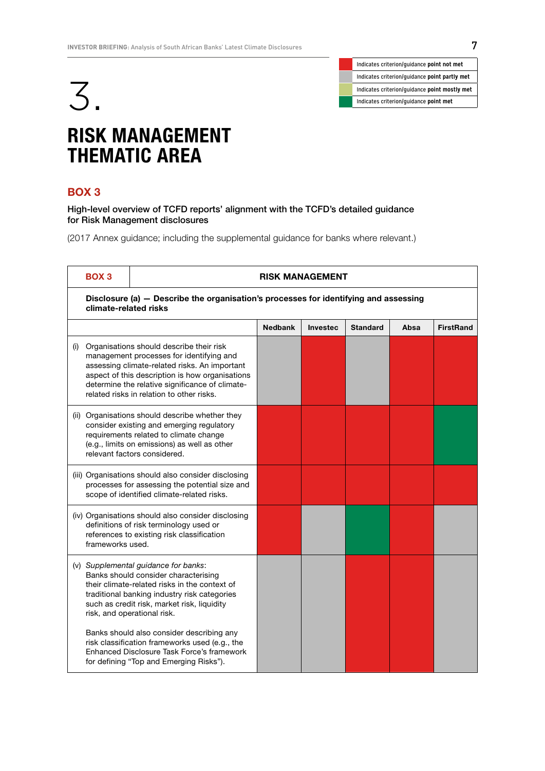# 3.

# RISK MANAGEMENT THEMATIC AREA

| Colour | Meaning |
|---|---|
| Red | Indicates criterion/guidance **point not met** |
| Grey | Indicates criterion/guidance **point partly met** |
| Light green | Indicates criterion/guidance **point mostly met** |
| Green | Indicates criterion/guidance **point met** |

## BOX 3

**High-level overview of TCFD reports' alignment with the TCFD's detailed guidance for Risk Management disclosures**

(2017 Annex guidance; including the supplemental guidance for banks where relevant.)

| BOX 3 | RISK MANAGEMENT | | | | |
|---|---|---|---|---|---|
| **Disclosure (a) — Describe the organisation's processes for identifying and assessing climate-related risks** | | | | | |
| | **Nedbank** | **Investec** | **Standard** | **Absa** | **FirstRand** |
| (i) Organisations should describe their risk management processes for identifying and assessing climate-related risks. An important aspect of this description is how organisations determine the relative significance of climate-related risks in relation to other risks. | Partly met | Not met | Partly met | Not met | Not met |
| (ii) Organisations should describe whether they consider existing and emerging regulatory requirements related to climate change (e.g., limits on emissions) as well as other relevant factors considered. | Not met | Not met | Not met | Not met | Met |
| (iii) Organisations should also consider disclosing processes for assessing the potential size and scope of identified climate-related risks. | Not met | Not met | Not met | Not met | Not met |
| (iv) Organisations should also consider disclosing definitions of risk terminology used or references to existing risk classification frameworks used. | Not met | Partly met | Met | Not met | Partly met |
| (v) *Supplemental guidance for banks*: Banks should consider characterising their climate-related risks in the context of traditional banking industry risk categories such as credit risk, market risk, liquidity risk, and operational risk. Banks should also consider describing any risk classification frameworks used (e.g., the Enhanced Disclosure Task Force's framework for defining "Top and Emerging Risks"). | Partly met | Partly met | Not met | Not met | Partly met |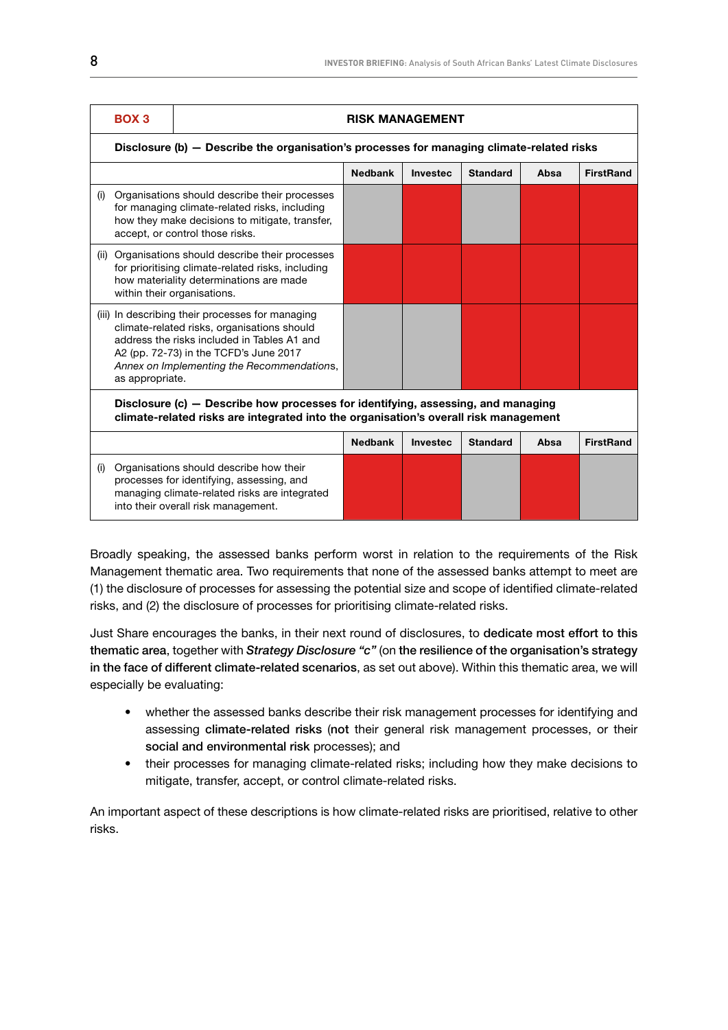| **BOX 3** | **RISK MANAGEMENT** | | | | |
|---|---|---|---|---|---|
| **Disclosure (b) — Describe the organisation's processes for managing climate-related risks** | | | | | |
| | **Nedbank** | **Investec** | **Standard** | **Absa** | **FirstRand** |
| (i) Organisations should describe their processes for managing climate-related risks, including how they make decisions to mitigate, transfer, accept, or control those risks. | Grey | Red | Grey | Red | Red |
| (ii) Organisations should describe their processes for prioritising climate-related risks, including how materiality determinations are made within their organisations. | Red | Red | Red | Red | Red |
| (iii) In describing their processes for managing climate-related risks, organisations should address the risks included in Tables A1 and A2 (pp. 72-73) in the TCFD's June 2017 *Annex on Implementing the Recommendations*, as appropriate. | Grey | Grey | Red | Red | Red |
| **Disclosure (c) — Describe how processes for identifying, assessing, and managing climate-related risks are integrated into the organisation's overall risk management** | | | | | |
| | **Nedbank** | **Investec** | **Standard** | **Absa** | **FirstRand** |
| (i) Organisations should describe how their processes for identifying, assessing, and managing climate-related risks are integrated into their overall risk management. | Red | Red | Grey | Red | Grey |

Broadly speaking, the assessed banks perform worst in relation to the requirements of the Risk Management thematic area. Two requirements that none of the assessed banks attempt to meet are (1) the disclosure of processes for assessing the potential size and scope of identified climate-related risks, and (2) the disclosure of processes for prioritising climate-related risks.

Just Share encourages the banks, in their next round of disclosures, to **dedicate most effort to this thematic area**, together with ***Strategy Disclosure "c"*** (on **the resilience of the organisation's strategy in the face of different climate-related scenarios**, as set out above). Within this thematic area, we will especially be evaluating:

- whether the assessed banks describe their risk management processes for identifying and assessing **climate-related risks** (**not** their general risk management processes, or their **social and environmental risk** processes); and
- their processes for managing climate-related risks; including how they make decisions to mitigate, transfer, accept, or control climate-related risks.

An important aspect of these descriptions is how climate-related risks are prioritised, relative to other risks.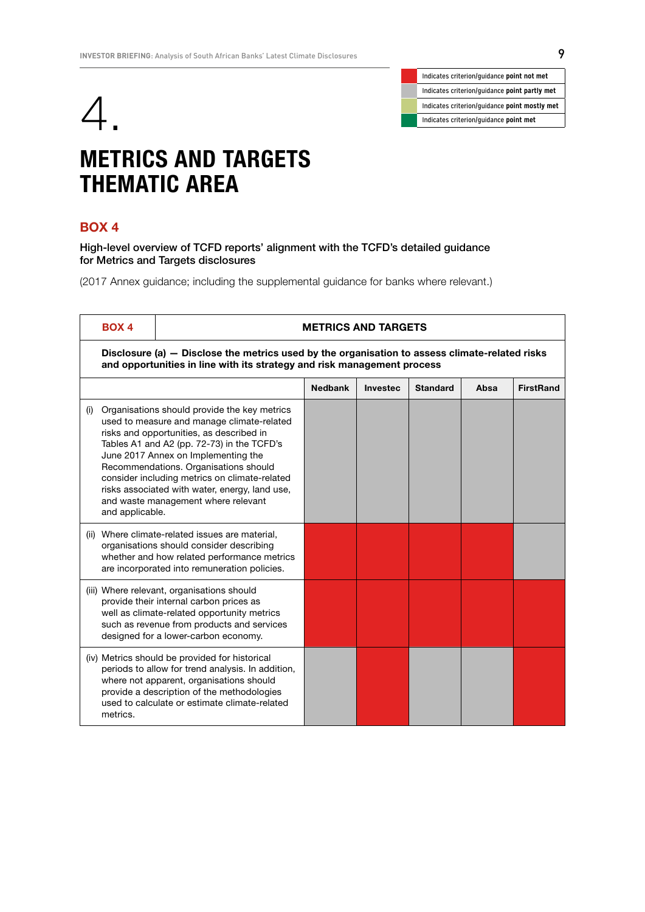| | |
|---|---|
| | Indicates criterion/guidance **point not met** |
| | Indicates criterion/guidance **point partly met** |
| | Indicates criterion/guidance **point mostly met** |
| | Indicates criterion/guidance **point met** |

# 4.

# METRICS AND TARGETS THEMATIC AREA

## BOX 4

**High-level overview of TCFD reports' alignment with the TCFD's detailed guidance for Metrics and Targets disclosures**

(2017 Annex guidance; including the supplemental guidance for banks where relevant.)

| BOX 4 | METRICS AND TARGETS | | | | |
|---|---|---|---|---|---|
| **Disclosure (a) — Disclose the metrics used by the organisation to assess climate-related risks and opportunities in line with its strategy and risk management process** | | | | | |
| | **Nedbank** | **Investec** | **Standard** | **Absa** | **FirstRand** |
| (i) Organisations should provide the key metrics used to measure and manage climate-related risks and opportunities, as described in Tables A1 and A2 (pp. 72-73) in the TCFD's June 2017 Annex on Implementing the Recommendations. Organisations should consider including metrics on climate-related risks associated with water, energy, land use, and waste management where relevant and applicable. | Partly met | Partly met | Partly met | Partly met | Partly met |
| (ii) Where climate-related issues are material, organisations should consider describing whether and how related performance metrics are incorporated into remuneration policies. | Not met | Not met | Not met | Not met | Partly met |
| (iii) Where relevant, organisations should provide their internal carbon prices as well as climate-related opportunity metrics such as revenue from products and services designed for a lower-carbon economy. | Not met | Not met | Not met | Not met | Not met |
| (iv) Metrics should be provided for historical periods to allow for trend analysis. In addition, where not apparent, organisations should provide a description of the methodologies used to calculate or estimate climate-related metrics. | Partly met | Not met | Partly met | Partly met | Not met |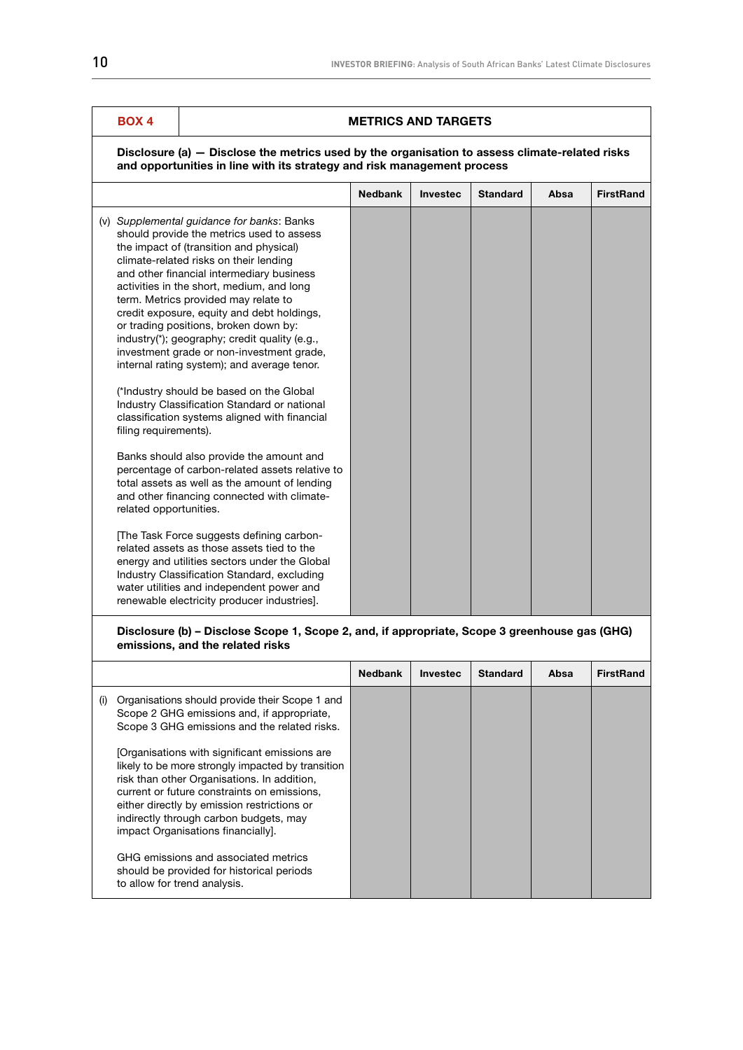| BOX 4 | METRICS AND TARGETS |
|---|---|

**Disclosure (a) — Disclose the metrics used by the organisation to assess climate-related risks and opportunities in line with its strategy and risk management process**

| | Nedbank | Investec | Standard | Absa | FirstRand |
|---|---|---|---|---|---|
| (v) *Supplemental guidance for banks*: Banks should provide the metrics used to assess the impact of (transition and physical) climate-related risks on their lending and other financial intermediary business activities in the short, medium, and long term. Metrics provided may relate to credit exposure, equity and debt holdings, or trading positions, broken down by: industry(*); geography; credit quality (e.g., investment grade or non-investment grade, internal rating system); and average tenor.<br><br>(*Industry should be based on the Global Industry Classification Standard or national classification systems aligned with financial filing requirements).<br><br>Banks should also provide the amount and percentage of carbon-related assets relative to total assets as well as the amount of lending and other financing connected with climate-related opportunities.<br><br>[The Task Force suggests defining carbon-related assets as those assets tied to the energy and utilities sectors under the Global Industry Classification Standard, excluding water utilities and independent power and renewable electricity producer industries]. | | | | | |

**Disclosure (b) – Disclose Scope 1, Scope 2, and, if appropriate, Scope 3 greenhouse gas (GHG) emissions, and the related risks**

| | Nedbank | Investec | Standard | Absa | FirstRand |
|---|---|---|---|---|---|
| (i) Organisations should provide their Scope 1 and Scope 2 GHG emissions and, if appropriate, Scope 3 GHG emissions and the related risks.<br><br>[Organisations with significant emissions are likely to be more strongly impacted by transition risk than other Organisations. In addition, current or future constraints on emissions, either directly by emission restrictions or indirectly through carbon budgets, may impact Organisations financially].<br><br>GHG emissions and associated metrics should be provided for historical periods to allow for trend analysis. | | | | | |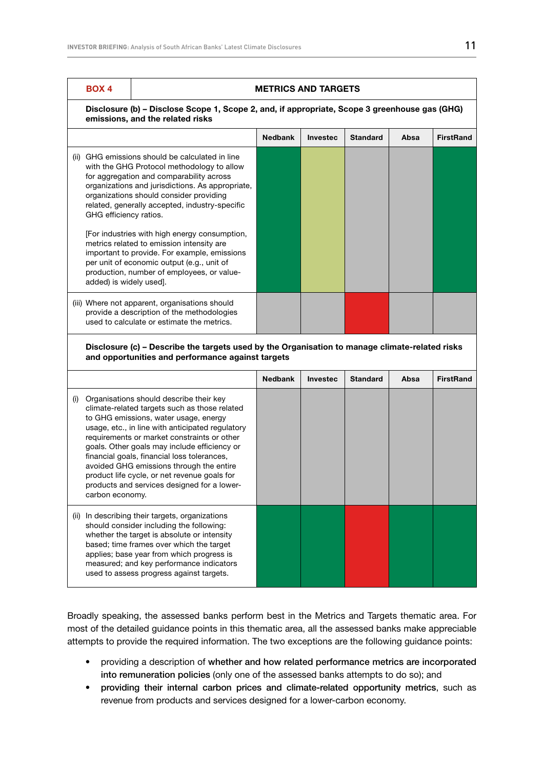## BOX 4 — METRICS AND TARGETS

**Disclosure (b) – Disclose Scope 1, Scope 2, and, if appropriate, Scope 3 greenhouse gas (GHG) emissions, and the related risks**

| | Nedbank | Investec | Standard | Absa | FirstRand |
|---|---|---|---|---|---|
| (ii) GHG emissions should be calculated in line with the GHG Protocol methodology to allow for aggregation and comparability across organizations and jurisdictions. As appropriate, organizations should consider providing related, generally accepted, industry-specific GHG efficiency ratios.<br><br>[For industries with high energy consumption, metrics related to emission intensity are important to provide. For example, emissions per unit of economic output (e.g., unit of production, number of employees, or value-added) is widely used]. | Dark green | Light green | Grey | Grey | Dark green |
| (iii) Where not apparent, organisations should provide a description of the methodologies used to calculate or estimate the metrics. | Grey | Grey | Red | Grey | Grey |

**Disclosure (c) – Describe the targets used by the Organisation to manage climate-related risks and opportunities and performance against targets**

| | Nedbank | Investec | Standard | Absa | FirstRand |
|---|---|---|---|---|---|
| (i) Organisations should describe their key climate-related targets such as those related to GHG emissions, water usage, energy usage, etc., in line with anticipated regulatory requirements or market constraints or other goals. Other goals may include efficiency or financial goals, financial loss tolerances, avoided GHG emissions through the entire product life cycle, or net revenue goals for products and services designed for a lower-carbon economy. | Grey | Grey | Grey | Grey | Grey |
| (ii) In describing their targets, organizations should consider including the following: whether the target is absolute or intensity based; time frames over which the target applies; base year from which progress is measured; and key performance indicators used to assess progress against targets. | Dark green | Dark green | Red | Dark green | Dark green |

Broadly speaking, the assessed banks perform best in the Metrics and Targets thematic area. For most of the detailed guidance points in this thematic area, all the assessed banks make appreciable attempts to provide the required information. The two exceptions are the following guidance points:

- providing a description of whether and how related performance metrics are incorporated into remuneration policies (only one of the assessed banks attempts to do so); and
- providing their internal carbon prices and climate-related opportunity metrics, such as revenue from products and services designed for a lower-carbon economy.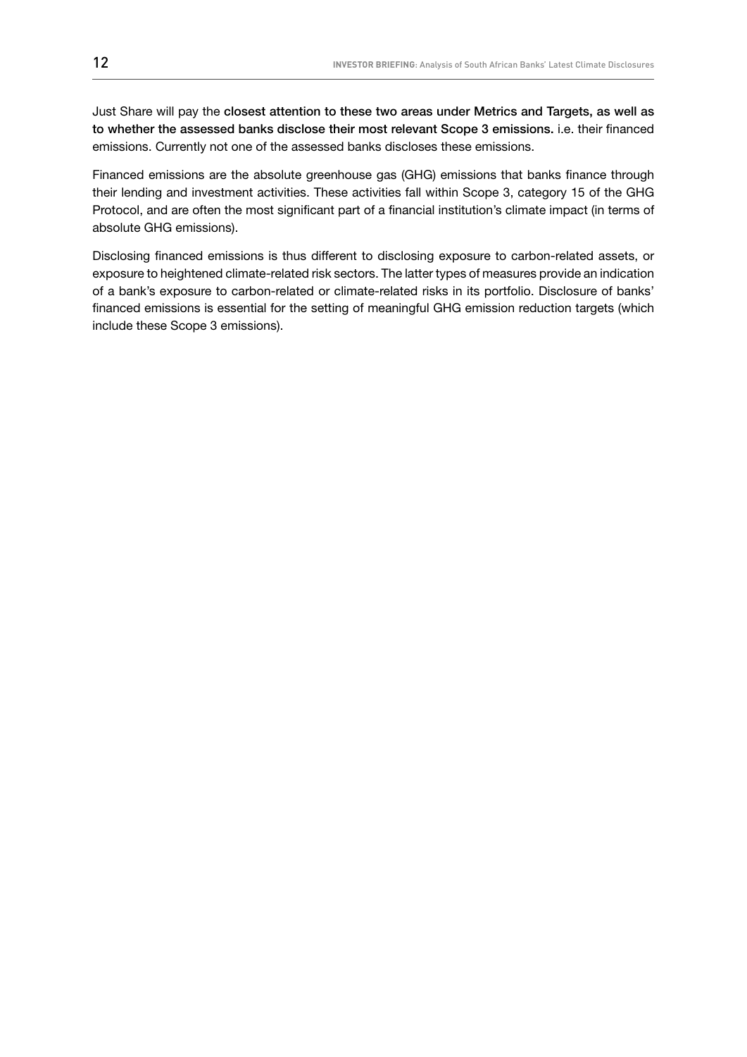Just Share will pay the **closest attention to these two areas under Metrics and Targets, as well as to whether the assessed banks disclose their most relevant Scope 3 emissions.** i.e. their financed emissions. Currently not one of the assessed banks discloses these emissions.

Financed emissions are the absolute greenhouse gas (GHG) emissions that banks finance through their lending and investment activities. These activities fall within Scope 3, category 15 of the GHG Protocol, and are often the most significant part of a financial institution's climate impact (in terms of absolute GHG emissions).

Disclosing financed emissions is thus different to disclosing exposure to carbon-related assets, or exposure to heightened climate-related risk sectors. The latter types of measures provide an indication of a bank's exposure to carbon-related or climate-related risks in its portfolio. Disclosure of banks' financed emissions is essential for the setting of meaningful GHG emission reduction targets (which include these Scope 3 emissions).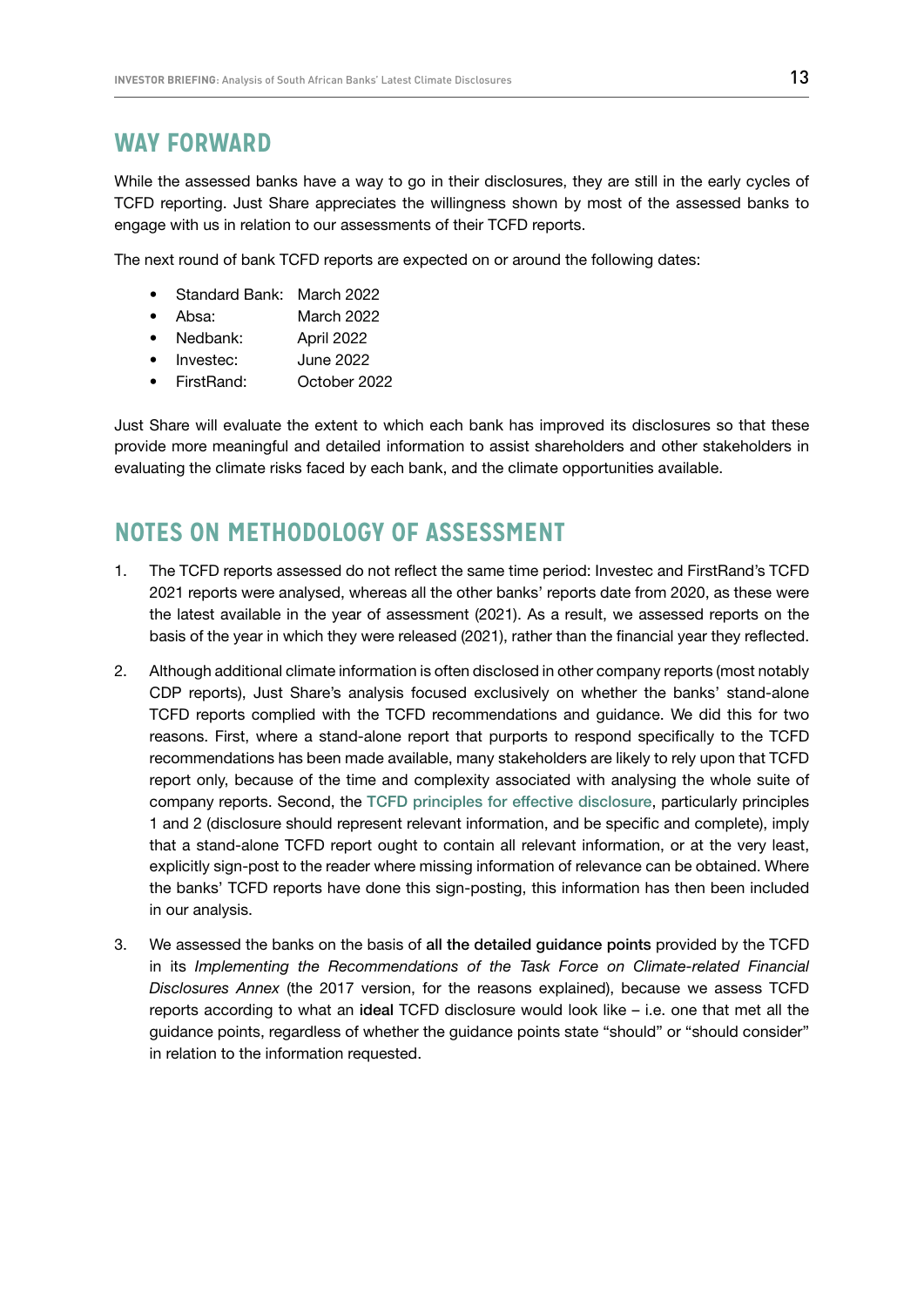## WAY FORWARD

While the assessed banks have a way to go in their disclosures, they are still in the early cycles of TCFD reporting. Just Share appreciates the willingness shown by most of the assessed banks to engage with us in relation to our assessments of their TCFD reports.

The next round of bank TCFD reports are expected on or around the following dates:

- Standard Bank: March 2022
- Absa: March 2022
- Nedbank: April 2022
- Investec: June 2022
- FirstRand: October 2022

Just Share will evaluate the extent to which each bank has improved its disclosures so that these provide more meaningful and detailed information to assist shareholders and other stakeholders in evaluating the climate risks faced by each bank, and the climate opportunities available.

## NOTES ON METHODOLOGY OF ASSESSMENT

1. The TCFD reports assessed do not reflect the same time period: Investec and FirstRand's TCFD 2021 reports were analysed, whereas all the other banks' reports date from 2020, as these were the latest available in the year of assessment (2021). As a result, we assessed reports on the basis of the year in which they were released (2021), rather than the financial year they reflected.

2. Although additional climate information is often disclosed in other company reports (most notably CDP reports), Just Share's analysis focused exclusively on whether the banks' stand-alone TCFD reports complied with the TCFD recommendations and guidance. We did this for two reasons. First, where a stand-alone report that purports to respond specifically to the TCFD recommendations has been made available, many stakeholders are likely to rely upon that TCFD report only, because of the time and complexity associated with analysing the whole suite of company reports. Second, the TCFD principles for effective disclosure, particularly principles 1 and 2 (disclosure should represent relevant information, and be specific and complete), imply that a stand-alone TCFD report ought to contain all relevant information, or at the very least, explicitly sign-post to the reader where missing information of relevance can be obtained. Where the banks' TCFD reports have done this sign-posting, this information has then been included in our analysis.

3. We assessed the banks on the basis of **all the detailed guidance points** provided by the TCFD in its *Implementing the Recommendations of the Task Force on Climate-related Financial Disclosures Annex* (the 2017 version, for the reasons explained), because we assess TCFD reports according to what an **ideal** TCFD disclosure would look like – i.e. one that met all the guidance points, regardless of whether the guidance points state "should" or "should consider" in relation to the information requested.